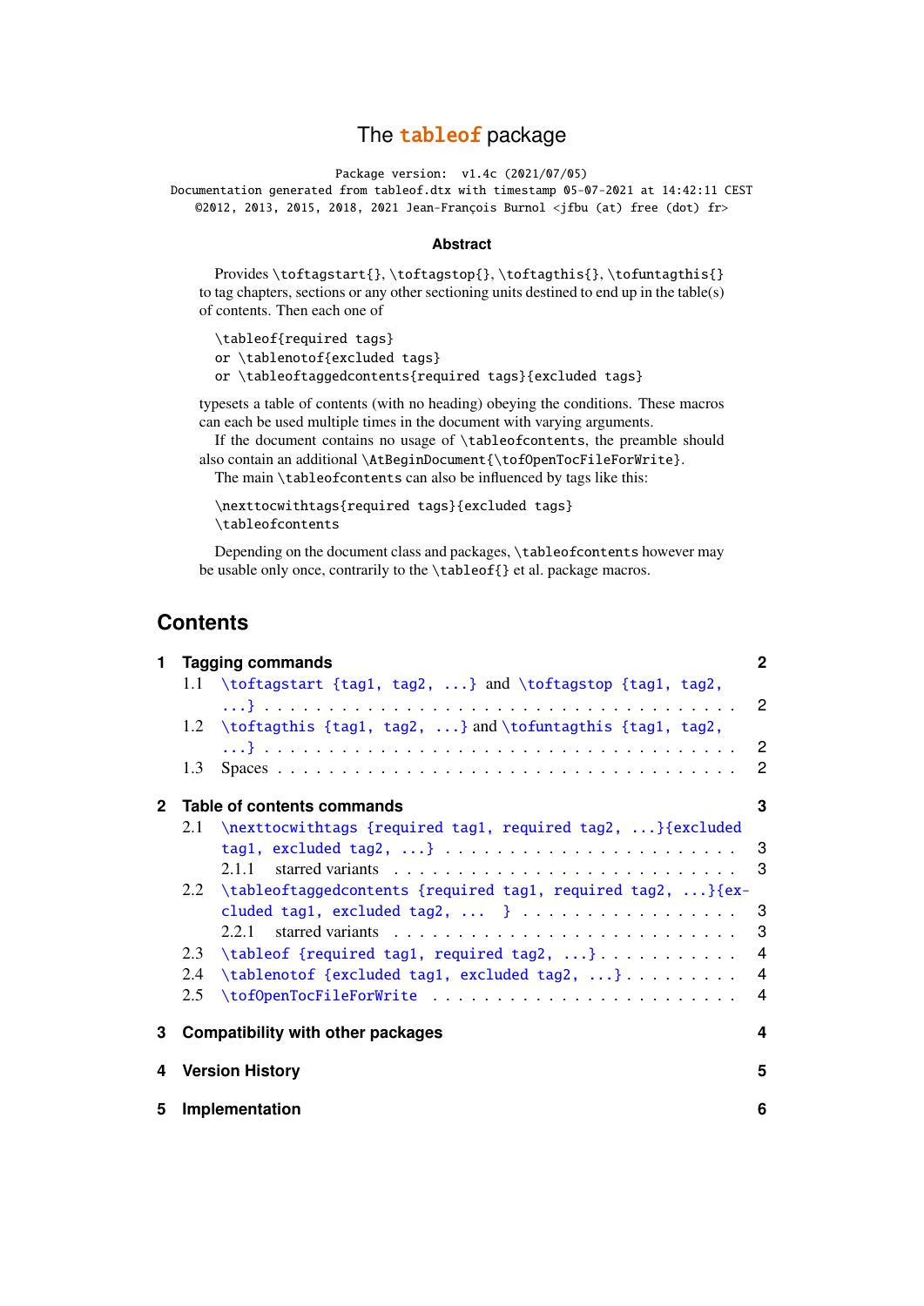# The tableof package

Package version: v1.4c (2021/07/05)
Documentation generated from tableof.dtx with timestamp 05-07-2021 at 14:42:11 CEST
©2012, 2013, 2015, 2018, 2021 Jean-François Burnol <jfbu (at) free (dot) fr>

**Abstract**

Provides `\toftagstart{}`, `\toftagstop{}`, `\toftagthis{}`, `\tofuntagthis{}` to tag chapters, sections or any other sectioning units destined to end up in the table(s) of contents. Then each one of

```
\tableof{required tags}
or \tablenotof{excluded tags}
or \tableoftaggedcontents{required tags}{excluded tags}
```

typesets a table of contents (with no heading) obeying the conditions. These macros can each be used multiple times in the document with varying arguments.

If the document contains no usage of `\tableofcontents`, the preamble should also contain an additional `\AtBeginDocument{\tofOpenTocFileForWrite}`.

The main `\tableofcontents` can also be influenced by tags like this:

```
\nexttocwithtags{required tags}{excluded tags}
\tableofcontents
```

Depending on the document class and packages, `\tableofcontents` however may be usable only once, contrarily to the `\tableof{}` et al. package macros.

## Contents

**1 Tagging commands** — 2
- 1.1 `\toftagstart {tag1, tag2, ...}` and `\toftagstop {tag1, tag2, ...}` — 2
- 1.2 `\toftagthis {tag1, tag2, ...}` and `\tofuntagthis {tag1, tag2, ...}` — 2
- 1.3 Spaces — 2

**2 Table of contents commands** — 3
- 2.1 `\nexttocwithtags {required tag1, required tag2, ...}{excluded tag1, excluded tag2, ...}` — 3
  - 2.1.1 starred variants — 3
- 2.2 `\tableoftaggedcontents {required tag1, required tag2, ...}{excluded tag1, excluded tag2, ... }` — 3
  - 2.2.1 starred variants — 3
- 2.3 `\tableof {required tag1, required tag2, ...}` — 4
- 2.4 `\tablenotof {excluded tag1, excluded tag2, ...}` — 4
- 2.5 `\tofOpenTocFileForWrite` — 4

**3 Compatibility with other packages** — 4

**4 Version History** — 5

**5 Implementation** — 6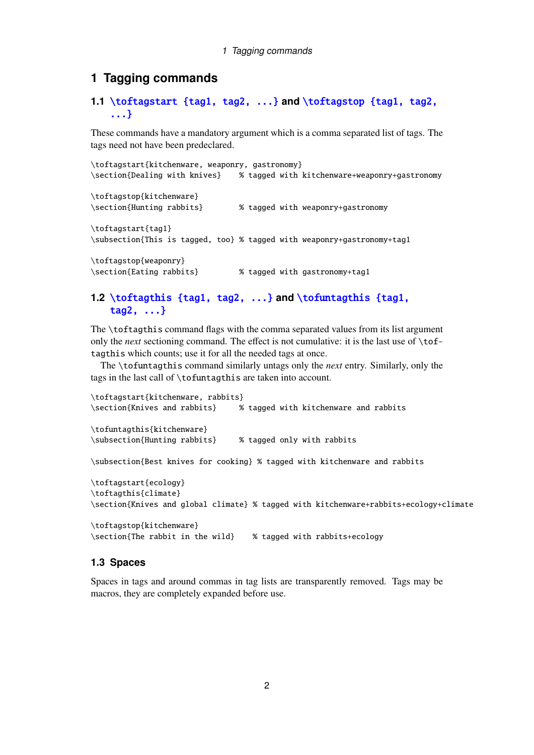# 1 Tagging commands

## 1.1 `\toftagstart {tag1, tag2, ...}` and `\toftagstop {tag1, tag2, ...}`

These commands have a mandatory argument which is a comma separated list of tags. The tags need not have been predeclared.

```
\toftagstart{kitchenware, weaponry, gastronomy}
\section{Dealing with knives}    % tagged with kitchenware+weaponry+gastronomy

\toftagstop{kitchenware}
\section{Hunting rabbits}        % tagged with weaponry+gastronomy

\toftagstart{tag1}
\subsection{This is tagged, too} % tagged with weaponry+gastronomy+tag1

\toftagstop{weaponry}
\section{Eating rabbits}         % tagged with gastronomy+tag1
```

## 1.2 `\toftagthis {tag1, tag2, ...}` and `\tofuntagthis {tag1, tag2, ...}`

The `\toftagthis` command flags with the comma separated values from its list argument only the *next* sectioning command. The effect is not cumulative: it is the last use of `\toftagthis` which counts; use it for all the needed tags at once.

The `\tofuntagthis` command similarly untags only the *next* entry. Similarly, only the tags in the last call of `\tofuntagthis` are taken into account.

```
\toftagstart{kitchenware, rabbits}
\section{Knives and rabbits}     % tagged with kitchenware and rabbits

\tofuntagthis{kitchenware}
\subsection{Hunting rabbits}     % tagged only with rabbits

\subsection{Best knives for cooking} % tagged with kitchenware and rabbits

\toftagstart{ecology}
\toftagthis{climate}
\section{Knives and global climate} % tagged with kitchenware+rabbits+ecology+climate

\toftagstop{kitchenware}
\section{The rabbit in the wild}    % tagged with rabbits+ecology
```

## 1.3 Spaces

Spaces in tags and around commas in tag lists are transparently removed. Tags may be macros, they are completely expanded before use.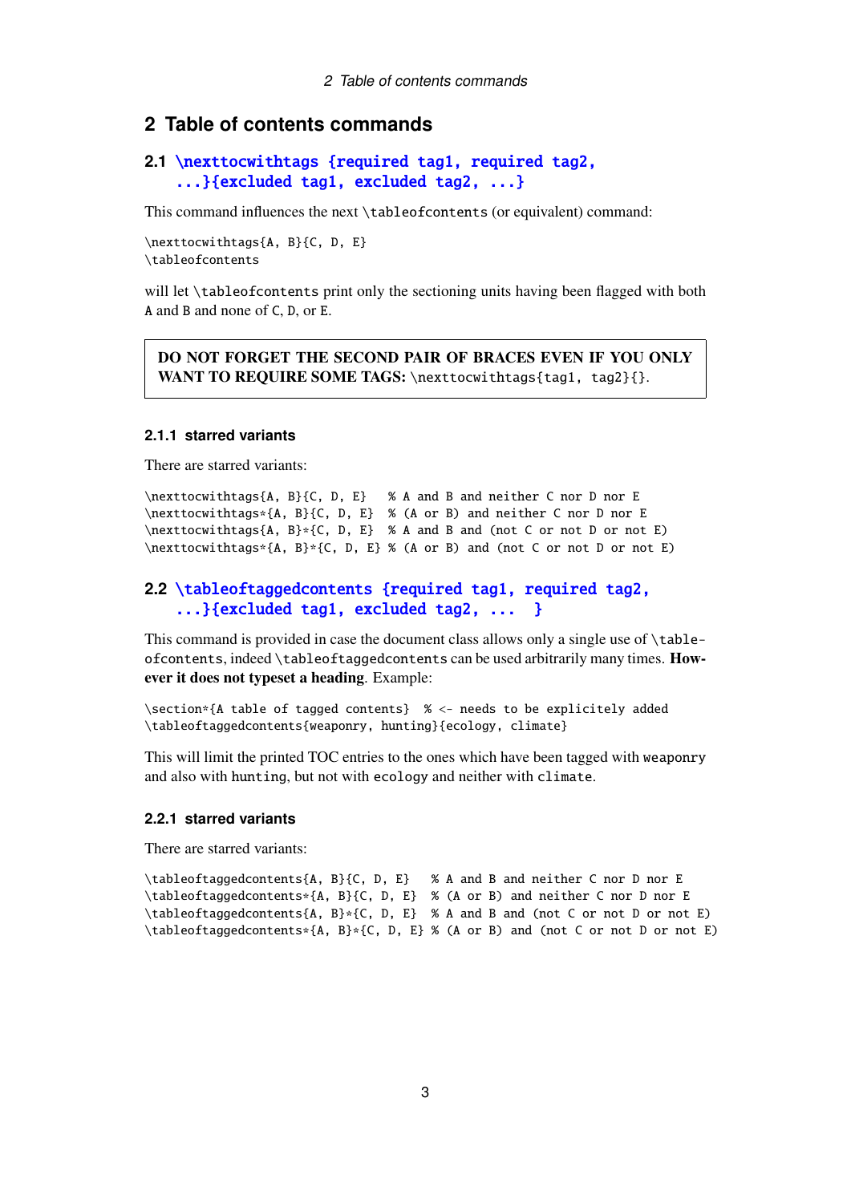# 2 Table of contents commands

## 2.1 `\nexttocwithtags {required tag1, required tag2, ...}{excluded tag1, excluded tag2, ...}`

This command influences the next `\tableofcontents` (or equivalent) command:

```
\nexttocwithtags{A, B}{C, D, E}
\tableofcontents
```

will let `\tableofcontents` print only the sectioning units having been flagged with both `A` and `B` and none of `C`, `D`, or `E`.

> **DO NOT FORGET THE SECOND PAIR OF BRACES EVEN IF YOU ONLY WANT TO REQUIRE SOME TAGS:** `\nexttocwithtags{tag1, tag2}{}`.

### 2.1.1 starred variants

There are starred variants:

```
\nexttocwithtags{A, B}{C, D, E}   % A and B and neither C nor D nor E
\nexttocwithtags*{A, B}{C, D, E}  % (A or B) and neither C nor D nor E
\nexttocwithtags{A, B}*{C, D, E}  % A and B and (not C or not D or not E)
\nexttocwithtags*{A, B}*{C, D, E} % (A or B) and (not C or not D or not E)
```

## 2.2 `\tableoftaggedcontents {required tag1, required tag2, ...}{excluded tag1, excluded tag2, ... }`

This command is provided in case the document class allows only a single use of `\tableofcontents`, indeed `\tableoftaggedcontents` can be used arbitrarily many times. **However it does not typeset a heading**. Example:

```
\section*{A table of tagged contents}  % <- needs to be explicitely added
\tableoftaggedcontents{weaponry, hunting}{ecology, climate}
```

This will limit the printed TOC entries to the ones which have been tagged with `weaponry` and also with `hunting`, but not with `ecology` and neither with `climate`.

### 2.2.1 starred variants

There are starred variants:

```
\tableoftaggedcontents{A, B}{C, D, E}   % A and B and neither C nor D nor E
\tableoftaggedcontents*{A, B}{C, D, E}  % (A or B) and neither C nor D nor E
\tableoftaggedcontents{A, B}*{C, D, E}  % A and B and (not C or not D or not E)
\tableoftaggedcontents*{A, B}*{C, D, E} % (A or B) and (not C or not D or not E)
```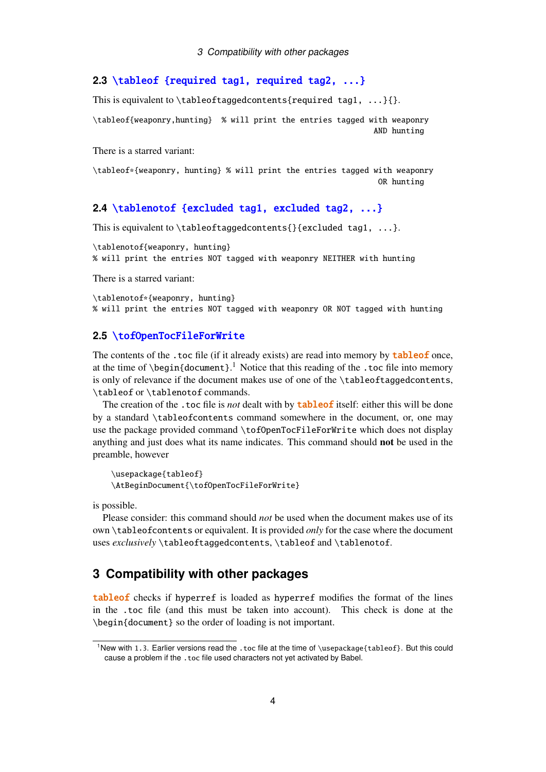### 2.3 `\tableof {required tag1, required tag2, ...}`

This is equivalent to `\tableoftaggedcontents{required tag1, ...}{}`.

```
\tableof{weaponry,hunting}  % will print the entries tagged with weaponry
                                                            AND hunting
```

There is a starred variant:

```
\tableof*{weaponry, hunting} % will print the entries tagged with weaponry
                                                             OR hunting
```

### 2.4 `\tablenotof {excluded tag1, excluded tag2, ...}`

This is equivalent to `\tableoftaggedcontents{}{excluded tag1, ...}`.

```
\tablenotof{weaponry, hunting}
% will print the entries NOT tagged with weaponry NEITHER with hunting
```

There is a starred variant:

```
\tablenotof*{weaponry, hunting}
% will print the entries NOT tagged with weaponry OR NOT tagged with hunting
```

### 2.5 `\tofOpenTocFileForWrite`

The contents of the `.toc` file (if it already exists) are read into memory by **tableof** once, at the time of `\begin{document}`.[1] Notice that this reading of the `.toc` file into memory is only of relevance if the document makes use of one of the `\tableoftaggedcontents`, `\tableof` or `\tablenotof` commands.

The creation of the `.toc` file is *not* dealt with by **tableof** itself: either this will be done by a standard `\tableofcontents` command somewhere in the document, or, one may use the package provided command `\tofOpenTocFileForWrite` which does not display anything and just does what its name indicates. This command should **not** be used in the preamble, however

```
\usepackage{tableof}
\AtBeginDocument{\tofOpenTocFileForWrite}
```

is possible.

Please consider: this command should *not* be used when the document makes use of its own `\tableofcontents` or equivalent. It is provided *only* for the case where the document uses *exclusively* `\tableoftaggedcontents`, `\tableof` and `\tablenotof`.

## 3 Compatibility with other packages

**tableof** checks if `hyperref` is loaded as `hyperref` modifies the format of the lines in the `.toc` file (and this must be taken into account). This check is done at the `\begin{document}` so the order of loading is not important.

---

[1] New with `1.3`. Earlier versions read the `.toc` file at the time of `\usepackage{tableof}`. But this could cause a problem if the `.toc` file used characters not yet activated by Babel.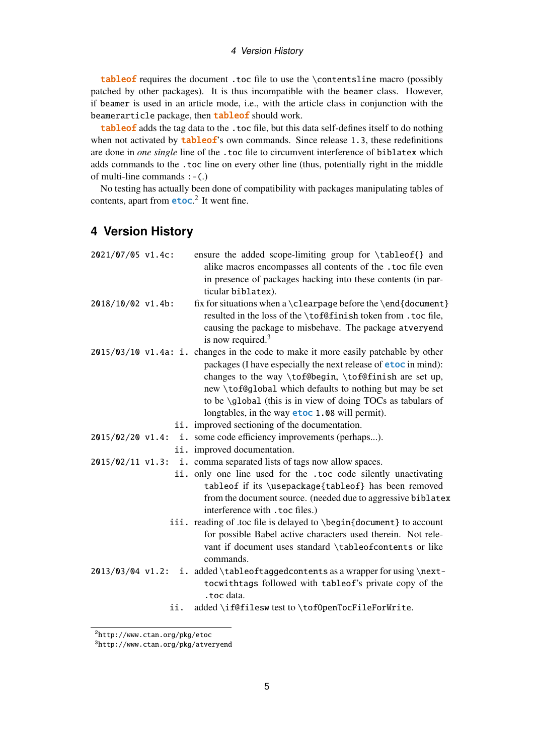**tableof** requires the document `.toc` file to use the `\contentsline` macro (possibly patched by other packages). It is thus incompatible with the `beamer` class. However, if `beamer` is used in an article mode, i.e., with the article class in conjunction with the `beamerarticle` package, then **tableof** should work.

**tableof** adds the tag data to the `.toc` file, but this data self-defines itself to do nothing when not activated by **tableof**'s own commands. Since release `1.3`, these redefinitions are done in *one single* line of the `.toc` file to circumvent interference of `biblatex` which adds commands to the `.toc` line on every other line (thus, potentially right in the middle of multi-line commands `:-(`.)

No testing has actually been done of compatibility with packages manipulating tables of contents, apart from **etoc**.[2] It went fine.

## 4 Version History

`2021/07/05 v1.4c:` ensure the added scope-limiting group for `\tableof{}` and alike macros encompasses all contents of the `.toc` file even in presence of packages hacking into these contents (in particular `biblatex`).

`2018/10/02 v1.4b:` fix for situations when a `\clearpage` before the `\end{document}` resulted in the loss of the `\tof@finish` token from `.toc` file, causing the package to misbehave. The package `atveryend` is now required.[3]

`2015/03/10 v1.4a:`
- i. changes in the code to make it more easily patchable by other packages (I have especially the next release of **etoc** in mind): changes to the way `\tof@begin`, `\tof@finish` are set up, new `\tof@global` which defaults to nothing but may be set to be `\global` (this is in view of doing TOCs as tabulars of longtables, in the way **etoc** `1.08` will permit).
- ii. improved sectioning of the documentation.

`2015/02/20 v1.4:`
- i. some code efficiency improvements (perhaps...).
- ii. improved documentation.

`2015/02/11 v1.3:`
- i. comma separated lists of tags now allow spaces.
- ii. only one line used for the `.toc` code silently unactivating `tableof` if its `\usepackage{tableof}` has been removed from the document source. (needed due to aggressive `biblatex` interference with `.toc` files.)
- iii. reading of .toc file is delayed to `\begin{document}` to account for possible Babel active characters used therein. Not relevant if document uses standard `\tableofcontents` or like commands.

`2013/03/04 v1.2:`
- i. added `\tableoftaggedcontents` as a wrapper for using `\nexttocwithtags` followed with `tableof`'s private copy of the `.toc` data.
- ii. added `\if@filesw` test to `\tofOpenTocFileForWrite`.

---

[2] http://www.ctan.org/pkg/etoc

[3] http://www.ctan.org/pkg/atveryend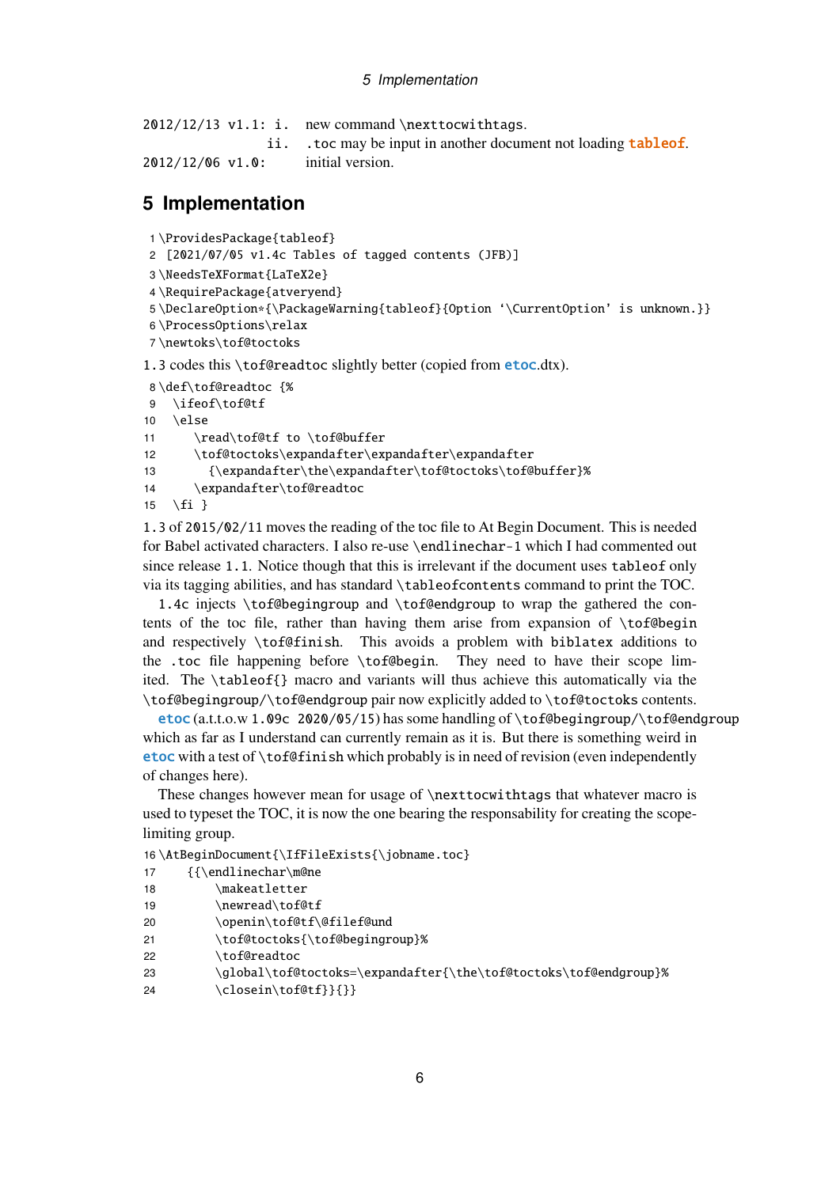2012/12/13 v1.1: i. new command `\nexttocwithtags`.

ii. `.toc` may be input in another document not loading **tableof**.

2012/12/06 v1.0: initial version.

# 5 Implementation

```
1 \ProvidesPackage{tableof}
2  [2021/07/05 v1.4c Tables of tagged contents (JFB)]
3 \NeedsTeXFormat{LaTeX2e}
4 \RequirePackage{atveryend}
5 \DeclareOption*{\PackageWarning{tableof}{Option ‘\CurrentOption’ is unknown.}}
6 \ProcessOptions\relax
7 \newtoks\tof@toctoks
```

`1.3` codes this `\tof@readtoc` slightly better (copied from **etoc**.dtx).

```
8 \def\tof@readtoc {%
9   \ifeof\tof@tf
10  \else
11     \read\tof@tf to \tof@buffer
12     \tof@toctoks\expandafter\expandafter\expandafter
13       {\expandafter\the\expandafter\tof@toctoks\tof@buffer}%
14     \expandafter\tof@readtoc
15  \fi }
```

`1.3` of `2015/02/11` moves the reading of the toc file to At Begin Document. This is needed for Babel activated characters. I also re-use `\endlinechar-1` which I had commented out since release `1.1`. Notice though that this is irrelevant if the document uses `tableof` only via its tagging abilities, and has standard `\tableofcontents` command to print the TOC.

`1.4c` injects `\tof@begingroup` and `\tof@endgroup` to wrap the gathered contents of the toc file, rather than having them arise from expansion of `\tof@begin` and respectively `\tof@finish`. This avoids a problem with `biblatex` additions to the `.toc` file happening before `\tof@begin`. They need to have their scope limited. The `\tableof{}` macro and variants will thus achieve this automatically via the `\tof@begingroup`/`\tof@endgroup` pair now explicitly added to `\tof@toctoks` contents.

**etoc** (a.t.t.o.w `1.09c 2020/05/15`) has some handling of `\tof@begingroup`/`\tof@endgroup` which as far as I understand can currently remain as it is. But there is something weird in **etoc** with a test of `\tof@finish` which probably is in need of revision (even independently of changes here).

These changes however mean for usage of `\nexttocwithtags` that whatever macro is used to typeset the TOC, it is now the one bearing the responsability for creating the scope-limiting group.

```
16 \AtBeginDocument{\IfFileExists{\jobname.toc}
17     {{\endlinechar\m@ne
18         \makeatletter
19         \newread\tof@tf
20         \openin\tof@tf\@filef@und
21         \tof@toctoks{\tof@begingroup}%
22         \tof@readtoc
23         \global\tof@toctoks=\expandafter{\the\tof@toctoks\tof@endgroup}%
24         \closein\tof@tf}}{}}
```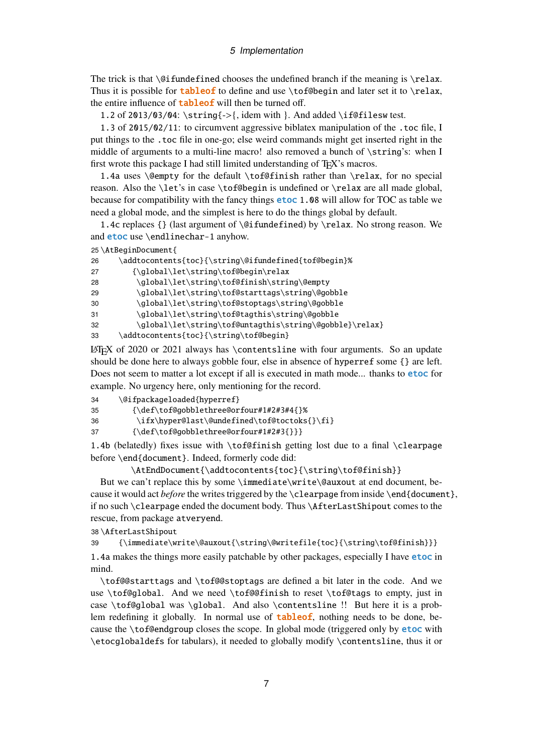The trick is that `\@ifundefined` chooses the undefined branch if the meaning is `\relax`. Thus it is possible for **tableof** to define and use `\tof@begin` and later set it to `\relax`, the entire influence of **tableof** will then be turned off.

1.2 of 2013/03/04: `\string{->{`, idem with `}`. And added `\if@filesw` test.

1.3 of 2015/02/11: to circumvent aggressive biblatex manipulation of the `.toc` file, I put things to the `.toc` file in one-go; else weird commands might get inserted right in the middle of arguments to a multi-line macro! also removed a bunch of `\string`'s: when I first wrote this package I had still limited understanding of TeX's macros.

1.4a uses `\@empty` for the default `\tof@finish` rather than `\relax`, for no special reason. Also the `\let`'s in case `\tof@begin` is undefined or `\relax` are all made global, because for compatibility with the fancy things **etoc** 1.08 will allow for TOC as table we need a global mode, and the simplest is here to do the things global by default.

1.4c replaces `{}` (last argument of `\@ifundefined`) by `\relax`. No strong reason. We and **etoc** use `\endlinechar-1` anyhow.

```
25 \AtBeginDocument{
26     \addtocontents{toc}{\string\@ifundefined{tof@begin}%
27         {\global\let\string\tof@begin\relax
28          \global\let\string\tof@finish\string\@empty
29          \global\let\string\tof@starttags\string\@gobble
30          \global\let\string\tof@stoptags\string\@gobble
31          \global\let\string\tof@tagthis\string\@gobble
32          \global\let\string\tof@untagthis\string\@gobble}\relax}
33     \addtocontents{toc}{\string\tof@begin}
```

LaTeX of 2020 or 2021 always has `\contentsline` with four arguments. So an update should be done here to always gobble four, else in absence of `hyperref` some `{}` are left. Does not seem to matter a lot except if all is executed in math mode... thanks to **etoc** for example. No urgency here, only mentioning for the record.

```
34     \@ifpackageloaded{hyperref}
35         {\def\tof@gobblethree@orfour#1#2#3#4{}%
36          \ifx\hyper@last\@undefined\tof@toctoks{}\fi}
37         {\def\tof@gobblethree@orfour#1#2#3{}}}
```

1.4b (belatedly) fixes issue with `\tof@finish` getting lost due to a final `\clearpage` before `\end{document}`. Indeed, formerly code did:

```
\AtEndDocument{\addtocontents{toc}{\string\tof@finish}}
```

But we can't replace this by some `\immediate\write\@auxout` at end document, because it would act *before* the writes triggered by the `\clearpage` from inside `\end{document}`, if no such `\clearpage` ended the document body. Thus `\AfterLastShipout` comes to the rescue, from package `atveryend`.

```
38 \AfterLastShipout
39     {\immediate\write\@auxout{\string\@writefile{toc}{\string\tof@finish}}}
```

1.4a makes the things more easily patchable by other packages, especially I have **etoc** in mind.

`\tof@@starttags` and `\tof@@stoptags` are defined a bit later in the code. And we use `\tof@global`. And we need `\tof@@finish` to reset `\tof@tags` to empty, just in case `\tof@global` was `\global`. And also `\contentsline` !! But here it is a problem redefining it globally. In normal use of **tableof**, nothing needs to be done, because the `\tof@endgroup` closes the scope. In global mode (triggered only by **etoc** with `\etocglobaldefs` for tabulars), it needed to globally modify `\contentsline`, thus it or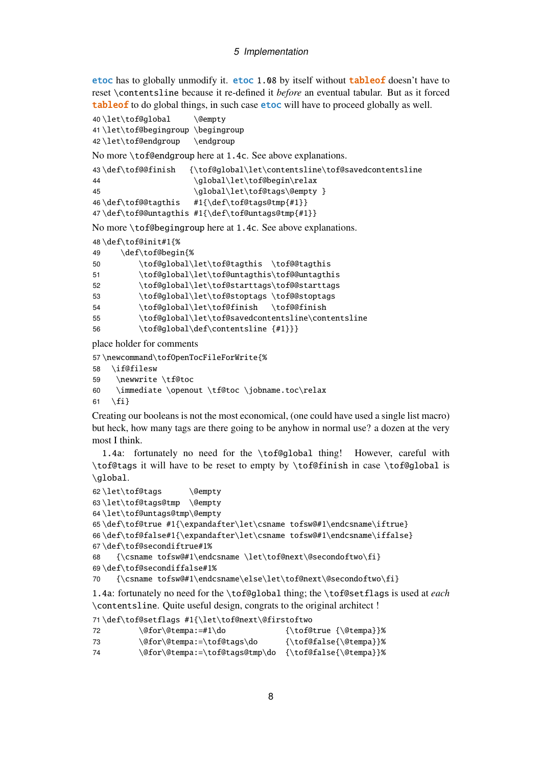etoc has to globally unmodify it. etoc 1.08 by itself without tableof doesn't have to reset `\contentsline` because it re-defined it *before* an eventual tabular. But as it forced tableof to do global things, in such case etoc will have to proceed globally as well.

```
40 \let\tof@global     \@empty
41 \let\tof@begingroup \begingroup
42 \let\tof@endgroup   \endgroup
```

No more `\tof@endgroup` here at `1.4c`. See above explanations.

```
43 \def\tof@@finish   {\tof@global\let\contentsline\tof@savedcontentsline
44                     \global\let\tof@begin\relax
45                     \global\let\tof@tags\@empty }
46 \def\tof@@tagthis   #1{\def\tof@tags@tmp{#1}}
47 \def\tof@@untagthis #1{\def\tof@untags@tmp{#1}}
```

No more `\tof@begingroup` here at `1.4c`. See above explanations.

```
48 \def\tof@init#1{%
49     \def\tof@begin{%
50         \tof@global\let\tof@tagthis  \tof@@tagthis
51         \tof@global\let\tof@untagthis\tof@@untagthis
52         \tof@global\let\tof@starttags\tof@@starttags
53         \tof@global\let\tof@stoptags \tof@@stoptags
54         \tof@global\let\tof@finish   \tof@@finish
55         \tof@global\let\tof@savedcontentsline\contentsline
56         \tof@global\def\contentsline {#1}}}
```

place holder for comments

```
57 \newcommand\tofOpenTocFileForWrite{%
58   \if@filesw
59    \newwrite \tf@toc
60    \immediate \openout \tf@toc \jobname.toc\relax
61   \fi}
```

Creating our booleans is not the most economical, (one could have used a single list macro) but heck, how many tags are there going to be anyhow in normal use? a dozen at the very most I think.

`1.4a`: fortunately no need for the `\tof@global` thing! However, careful with `\tof@tags` it will have to be reset to empty by `\tof@finish` in case `\tof@global` is `\global`.

```
62 \let\tof@tags      \@empty
63 \let\tof@tags@tmp  \@empty
64 \let\tof@untags@tmp\@empty
65 \def\tof@true #1{\expandafter\let\csname tofsw@#1\endcsname\iftrue}
66 \def\tof@false#1{\expandafter\let\csname tofsw@#1\endcsname\iffalse}
67 \def\tof@secondiftrue#1%
68    {\csname tofsw@#1\endcsname \let\tof@next\@secondoftwo\fi}
69 \def\tof@secondiffalse#1%
70    {\csname tofsw@#1\endcsname\else\let\tof@next\@secondoftwo\fi}
```

`1.4a`: fortunately no need for the `\tof@global` thing; the `\tof@setflags` is used at *each* `\contentsline`. Quite useful design, congrats to the original architect !

```
71 \def\tof@setflags #1{\let\tof@next\@firstoftwo
72         \@for\@tempa:=#1\do            {\tof@true {\@tempa}}%
73         \@for\@tempa:=\tof@tags\do      {\tof@false{\@tempa}}%
74         \@for\@tempa:=\tof@tags@tmp\do  {\tof@false{\@tempa}}%
```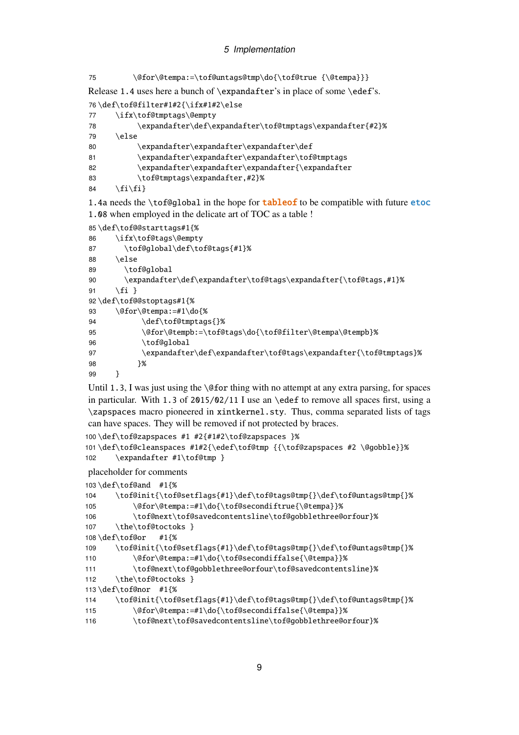```
75        \@for\@tempa:=\tof@untags@tmp\do{\tof@true {\@tempa}}
```

Release 1.4 uses here a bunch of \expandafter's in place of some \edef's.

```
76 \def\tof@filter#1#2{\ifx#1#2\else
77     \ifx\tof@tmptags\@empty
78          \expandafter\def\expandafter\tof@tmptags\expandafter{#2}%
79     \else
80          \expandafter\expandafter\expandafter\def
81          \expandafter\expandafter\expandafter\tof@tmptags
82          \expandafter\expandafter\expandafter{\expandafter
83          \tof@tmptags\expandafter,#2}%
84     \fi\fi}
```

1.4a needs the \tof@global in the hope for tableof to be compatible with future etoc 1.08 when employed in the delicate art of TOC as a table !

```
85 \def\tof@@starttags#1{%
86     \ifx\tof@tags\@empty
87       \tof@global\def\tof@tags{#1}%
88     \else
89       \tof@global
90       \expandafter\def\expandafter\tof@tags\expandafter{\tof@tags,#1}%
91     \fi }
92 \def\tof@@stoptags#1{%
93     \@for\@tempa:=#1\do{%
94           \def\tof@tmptags{}%
95           \@for\@tempb:=\tof@tags\do{\tof@filter\@tempa\@tempb}%
96           \tof@global
97           \expandafter\def\expandafter\tof@tags\expandafter{\tof@tmptags}%
98          }%
99     }
```

Until 1.3, I was just using the \@for thing with no attempt at any extra parsing, for spaces in particular. With 1.3 of 2015/02/11 I use an \edef to remove all spaces first, using a \zapspaces macro pioneered in xintkernel.sty. Thus, comma separated lists of tags can have spaces. They will be removed if not protected by braces.

```
100 \def\tof@zapspaces #1 #2{#1#2\tof@zapspaces }%
101 \def\tof@cleanspaces #1#2{\edef\tof@tmp {{\tof@zapspaces #2 \@gobble}}%
102     \expandafter #1\tof@tmp }
```

placeholder for comments

```
103 \def\tof@and  #1{%
104     \tof@init{\tof@setflags{#1}\def\tof@tags@tmp{}\def\tof@untags@tmp{}%
105         \@for\@tempa:=#1\do{\tof@secondiftrue{\@tempa}}%
106         \tof@next\tof@savedcontentsline\tof@gobblethree@orfour}%
107     \the\tof@toctoks }
108 \def\tof@or   #1{%
109     \tof@init{\tof@setflags{#1}\def\tof@tags@tmp{}\def\tof@untags@tmp{}%
110         \@for\@tempa:=#1\do{\tof@secondiffalse{\@tempa}}%
111         \tof@next\tof@gobblethree@orfour\tof@savedcontentsline}%
112     \the\tof@toctoks }
113 \def\tof@nor  #1{%
114     \tof@init{\tof@setflags{#1}\def\tof@tags@tmp{}\def\tof@untags@tmp{}%
115         \@for\@tempa:=#1\do{\tof@secondiffalse{\@tempa}}%
116         \tof@next\tof@savedcontentsline\tof@gobblethree@orfour}%
```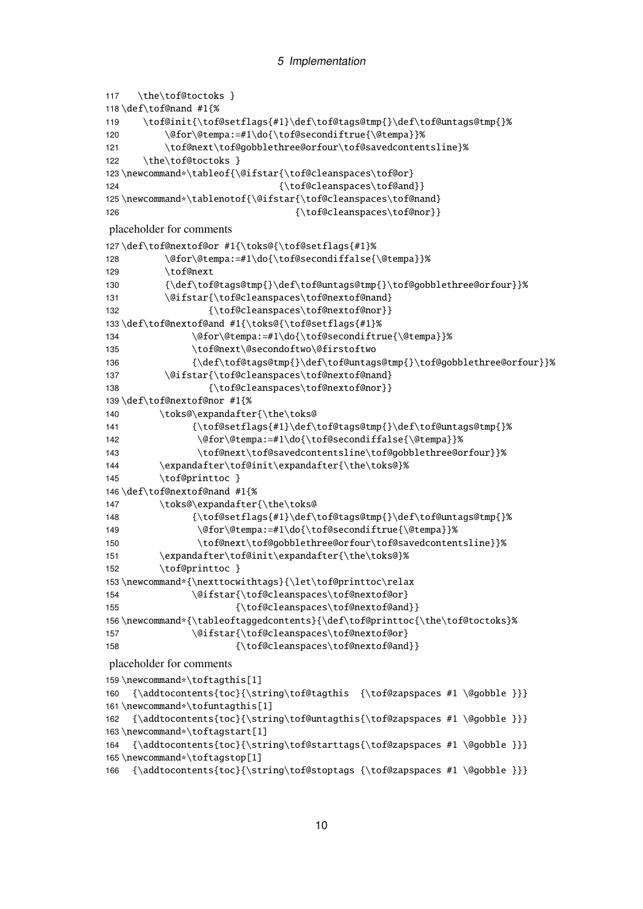```
117   \the\tof@toctoks }
118 \def\tof@nand #1{%
119     \tof@init{\tof@setflags{#1}\def\tof@tags@tmp{}\def\tof@untags@tmp{}%
120         \@for\@tempa:=#1\do{\tof@secondiftrue{\@tempa}}%
121         \tof@next\tof@gobblethree@orfour\tof@savedcontentsline}%
122     \the\tof@toctoks }
123 \newcommand*\tableof{\@ifstar{\tof@cleanspaces\tof@or}
124                              {\tof@cleanspaces\tof@and}}
125 \newcommand*\tablenotof{\@ifstar{\tof@cleanspaces\tof@nand}
126                                 {\tof@cleanspaces\tof@nor}}
```

placeholder for comments

```
127 \def\tof@nextof@or #1{\toks@{\tof@setflags{#1}%
128         \@for\@tempa:=#1\do{\tof@secondiffalse{\@tempa}}%
129         \tof@next
130         {\def\tof@tags@tmp{}\def\tof@untags@tmp{}\tof@gobblethree@orfour}}%
131         \@ifstar{\tof@cleanspaces\tof@nextof@nand}
132                 {\tof@cleanspaces\tof@nextof@nor}}
133 \def\tof@nextof@and #1{\toks@{\tof@setflags{#1}%
134             \@for\@tempa:=#1\do{\tof@secondiftrue{\@tempa}}%
135             \tof@next\@secondoftwo\@firstoftwo
136             {\def\tof@tags@tmp{}\def\tof@untags@tmp{}\tof@gobblethree@orfour}}%
137         \@ifstar{\tof@cleanspaces\tof@nextof@nand}
138                 {\tof@cleanspaces\tof@nextof@nor}}
139 \def\tof@nextof@nor #1{%
140        \toks@\expandafter{\the\toks@
141             {\tof@setflags{#1}\def\tof@tags@tmp{}\def\tof@untags@tmp{}%
142              \@for\@tempa:=#1\do{\tof@secondiffalse{\@tempa}}%
143              \tof@next\tof@savedcontentsline\tof@gobblethree@orfour}}%
144        \expandafter\tof@init\expandafter{\the\toks@}%
145        \tof@printtoc }
146 \def\tof@nextof@nand #1{%
147        \toks@\expandafter{\the\toks@
148             {\tof@setflags{#1}\def\tof@tags@tmp{}\def\tof@untags@tmp{}%
149              \@for\@tempa:=#1\do{\tof@secondiftrue{\@tempa}}%
150              \tof@next\tof@gobblethree@orfour\tof@savedcontentsline}}%
151        \expandafter\tof@init\expandafter{\the\toks@}%
152        \tof@printtoc }
153 \newcommand*{\nexttocwithtags}{\let\tof@printtoc\relax
154             \@ifstar{\tof@cleanspaces\tof@nextof@or}
155                     {\tof@cleanspaces\tof@nextof@and}}
156 \newcommand*{\tableoftaggedcontents}{\def\tof@printtoc{\the\tof@toctoks}%
157             \@ifstar{\tof@cleanspaces\tof@nextof@or}
158                     {\tof@cleanspaces\tof@nextof@and}}
```

placeholder for comments

```
159 \newcommand*\toftagthis[1]
160   {\addtocontents{toc}{\string\tof@tagthis  {\tof@zapspaces #1 \@gobble }}}
161 \newcommand*\tofuntagthis[1]
162   {\addtocontents{toc}{\string\tof@untagthis{\tof@zapspaces #1 \@gobble }}}
163 \newcommand*\toftagstart[1]
164   {\addtocontents{toc}{\string\tof@starttags{\tof@zapspaces #1 \@gobble }}}
165 \newcommand*\toftagstop[1]
166   {\addtocontents{toc}{\string\tof@stoptags {\tof@zapspaces #1 \@gobble }}}
```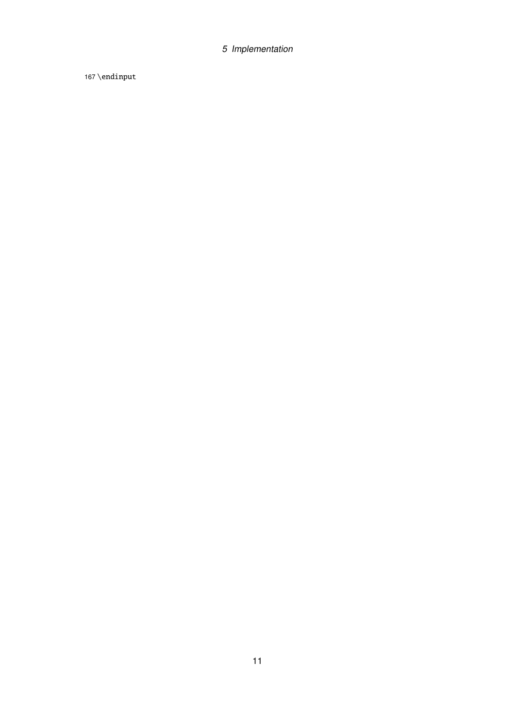```
167 \endinput
```